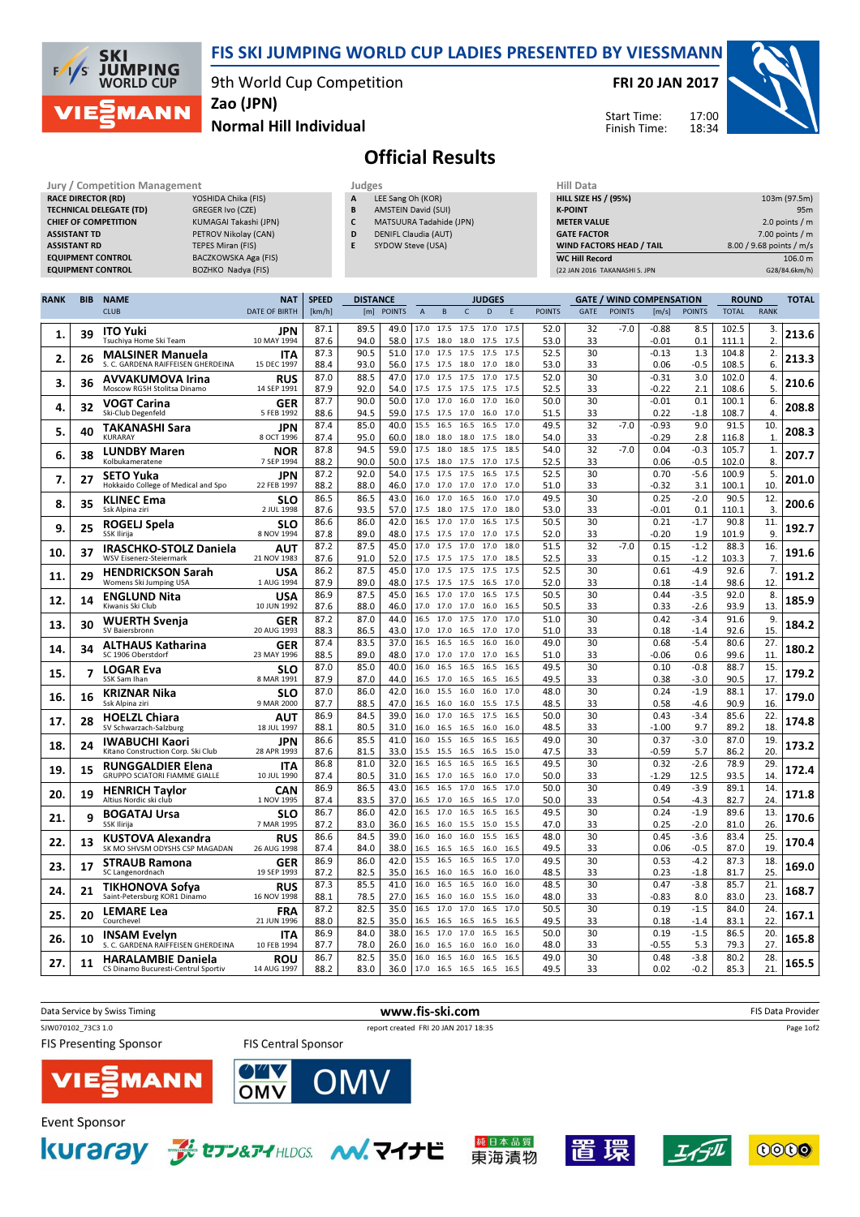# FIS SKI JUMPING WORLD CUP LADIES PRESENTED BY VIESSMANN

9th World Cup Competition
Zao (JPN)
Normal Hill Individual

FRI 20 JAN 2017

Start Time: 17:00
Finish Time: 18:34

## Official Results

| Jury / Competition Management | |
|---|---|
| RACE DIRECTOR (RD) | YOSHIDA Chika (FIS) |
| TECHNICAL DELEGATE (TD) | GREGER Ivo (CZE) |
| CHIEF OF COMPETITION | KUMAGAI Takashi (JPN) |
| ASSISTANT TD | PETROV Nikolay (CAN) |
| ASSISTANT RD | TEPES Miran (FIS) |
| EQUIPMENT CONTROL | BACZKOWSKA Aga (FIS) |
| EQUIPMENT CONTROL | BOZHKO Nadya (FIS) |

| Judges | |
|---|---|
| A | LEE Sang Oh (KOR) |
| B | AMSTEIN David (SUI) |
| C | MATSUURA Tadahide (JPN) |
| D | DENIFL Claudia (AUT) |
| E | SYDOW Steve (USA) |

| Hill Data | |
|---|---|
| HILL SIZE HS / (95%) | 103m (97.5m) |
| K-POINT | 95m |
| METER VALUE | 2.0 points / m |
| GATE FACTOR | 7.00 points / m |
| WIND FACTORS HEAD / TAIL | 8.00 / 9.68 points / m/s |
| WC Hill Record | 106.0 m |
| (22 JAN 2016 TAKANASHI S. JPN | G28/84.6km/h) |

| RANK | BIB | NAME / CLUB | NAT / DATE OF BIRTH | SPEED [km/h] | DISTANCE [m] | DISTANCE POINTS | A | B | C | D | E | JUDGES POINTS | GATE | GATE POINTS | WIND [m/s] | WIND POINTS | ROUND TOTAL | ROUND RANK | TOTAL |
|---|---|---|---|---|---|---|---|---|---|---|---|---|---|---|---|---|---|---|---|
| 1. | 39 | ITO Yuki | JPN | 87.1 | 89.5 | 49.0 | 17.0 | 17.5 | 17.5 | 17.0 | 17.5 | 52.0 | 32 | -7.0 | -0.88 | 8.5 | 102.5 | 3. | 213.6 |
| | | Tsuchiya Home Ski Team | 10 MAY 1994 | 87.6 | 94.0 | 58.0 | 17.5 | 18.0 | 18.0 | 17.5 | 17.5 | 53.0 | 33 | | -0.01 | 0.1 | 111.1 | 2. | |
| 2. | 26 | MALSINER Manuela | ITA | 87.3 | 90.5 | 51.0 | 17.0 | 17.5 | 17.5 | 17.5 | 17.5 | 52.5 | 30 | | -0.13 | 1.3 | 104.8 | 2. | 213.3 |
| | | S. C. GARDENA RAIFFEISEN GHERDEINA | 15 DEC 1997 | 88.4 | 93.0 | 56.0 | 17.5 | 17.5 | 18.0 | 17.5 | 18.0 | 53.0 | 33 | | 0.06 | -0.5 | 108.5 | 6. | |
| 3. | 36 | AVVAKUMOVA Irina | RUS | 87.0 | 88.5 | 47.0 | 17.0 | 17.5 | 17.5 | 17.0 | 17.5 | 52.0 | 30 | | -0.31 | 3.0 | 102.0 | 4. | 210.6 |
| | | Moscow RGSH Stolitsa Dinamo | 14 SEP 1991 | 87.9 | 92.0 | 54.0 | 17.5 | 17.5 | 17.5 | 17.5 | 17.5 | 52.5 | 33 | | -0.22 | 2.1 | 108.6 | 5. | |
| 4. | 32 | VOGT Carina | GER | 87.7 | 90.0 | 50.0 | 17.0 | 17.0 | 16.0 | 17.0 | 16.0 | 50.0 | 30 | | -0.01 | 0.1 | 100.1 | 6. | 208.8 |
| | | Ski-Club Degenfeld | 5 FEB 1992 | 88.6 | 94.5 | 59.0 | 17.5 | 17.5 | 17.0 | 17.0 | 17.0 | 51.5 | 33 | | 0.22 | -1.8 | 108.7 | 4. | |
| 5. | 40 | TAKANASHI Sara | JPN | 87.4 | 85.0 | 40.0 | 15.5 | 16.5 | 16.5 | 16.5 | 17.0 | 49.5 | 32 | -7.0 | -0.93 | 9.0 | 91.5 | 10. | 208.3 |
| | | KURARAY | 8 OCT 1996 | 87.4 | 95.0 | 60.0 | 18.0 | 18.0 | 18.0 | 17.5 | 18.0 | 54.0 | 33 | | -0.29 | 2.8 | 116.8 | 1. | |
| 6. | 38 | LUNDBY Maren | NOR | 87.8 | 94.5 | 59.0 | 17.5 | 18.0 | 18.5 | 17.5 | 18.5 | 54.0 | 32 | -7.0 | 0.04 | -0.3 | 105.7 | 1. | 207.7 |
| | | Kolbukameratene | 7 SEP 1994 | 88.2 | 90.0 | 50.0 | 17.5 | 18.0 | 17.5 | 17.0 | 17.5 | 52.5 | 33 | | 0.06 | -0.5 | 102.0 | 8. | |
| 7. | 27 | SETO Yuka | JPN | 87.2 | 92.0 | 54.0 | 17.5 | 17.5 | 17.5 | 16.5 | 17.5 | 52.5 | 30 | | 0.70 | -5.6 | 100.9 | 5. | 201.0 |
| | | Hokkaido College of Medical and Spo | 22 FEB 1997 | 88.2 | 88.0 | 46.0 | 17.0 | 17.0 | 17.0 | 17.0 | 17.0 | 51.0 | 33 | | -0.32 | 3.1 | 100.1 | 10. | |
| 8. | 35 | KLINEC Ema | SLO | 86.5 | 86.5 | 43.0 | 16.0 | 17.0 | 16.5 | 16.0 | 17.0 | 49.5 | 30 | | 0.25 | -2.0 | 90.5 | 12. | 200.6 |
| | | Ssk Alpina ziri | 2 JUL 1998 | 87.6 | 93.5 | 57.0 | 17.5 | 18.0 | 17.5 | 17.0 | 18.0 | 53.0 | 33 | | -0.01 | 0.1 | 110.1 | 3. | |
| 9. | 25 | ROGELJ Spela | SLO | 86.6 | 86.0 | 42.0 | 16.5 | 17.0 | 17.0 | 16.5 | 17.0 | 50.5 | 30 | | 0.21 | -1.7 | 90.8 | 11. | 192.7 |
| | | SSK Ilirija | 8 NOV 1994 | 87.8 | 89.0 | 48.0 | 17.5 | 17.5 | 17.0 | 17.0 | 17.5 | 52.0 | 33 | | -0.20 | 1.9 | 101.9 | 9. | |
| 10. | 37 | IRASCHKO-STOLZ Daniela | AUT | 87.2 | 87.5 | 45.0 | 17.0 | 17.5 | 17.0 | 17.0 | 18.0 | 51.5 | 32 | -7.0 | 0.15 | -1.2 | 88.3 | 16. | 191.6 |
| | | WSV Eisenerz-Steiermark | 21 NOV 1983 | 87.6 | 91.0 | 52.0 | 17.5 | 17.5 | 17.5 | 17.0 | 18.5 | 52.5 | 33 | | 0.15 | -1.2 | 103.3 | 7. | |
| 11. | 29 | HENDRICKSON Sarah | USA | 86.2 | 87.5 | 45.0 | 17.5 | 17.5 | 17.5 | 17.5 | 17.5 | 52.5 | 30 | | 0.61 | -4.9 | 92.6 | 7. | 191.2 |
| | | Womens Ski Jumping USA | 1 AUG 1994 | 87.9 | 89.0 | 48.0 | 17.5 | 17.5 | 17.5 | 16.5 | 17.0 | 52.0 | 33 | | 0.18 | -1.4 | 98.6 | 12. | |
| 12. | 14 | ENGLUND Nita | USA | 86.9 | 87.5 | 45.0 | 16.5 | 17.0 | 17.0 | 16.5 | 17.0 | 50.5 | 30 | | 0.44 | -3.5 | 92.0 | 8. | 185.9 |
| | | Kiwanis Ski Club | 10 JUN 1992 | 87.6 | 88.0 | 46.0 | 17.0 | 17.0 | 17.0 | 16.0 | 16.5 | 50.5 | 33 | | 0.33 | -2.6 | 93.9 | 13. | |
| 13. | 30 | WUERTH Svenja | GER | 87.2 | 87.0 | 44.0 | 16.5 | 17.0 | 17.5 | 17.0 | 17.0 | 51.0 | 30 | | 0.42 | -3.4 | 91.6 | 9. | 184.2 |
| | | SV Baiersbronn | 20 AUG 1993 | 88.3 | 86.5 | 43.0 | 17.0 | 17.0 | 16.5 | 17.0 | 17.0 | 51.0 | 33 | | 0.18 | -1.4 | 92.6 | 15. | |
| 14. | 34 | ALTHAUS Katharina | GER | 87.4 | 83.5 | 37.0 | 16.5 | 16.5 | 16.5 | 16.0 | 16.0 | 49.0 | 30 | | 0.68 | -5.4 | 80.6 | 27. | 180.2 |
| | | SC 1906 Oberstdorf | 23 MAY 1996 | 88.5 | 89.0 | 48.0 | 17.0 | 17.0 | 17.0 | 17.0 | 16.5 | 51.0 | 33 | | -0.06 | 0.6 | 99.6 | 11. | |
| 15. | 7 | LOGAR Eva | SLO | 87.0 | 85.0 | 40.0 | 16.0 | 16.5 | 16.5 | 16.5 | 16.5 | 49.5 | 30 | | 0.10 | -0.8 | 88.7 | 15. | 179.2 |
| | | SSK Sam Ihan | 8 MAR 1991 | 87.9 | 87.0 | 44.0 | 16.5 | 17.0 | 16.5 | 16.5 | 16.5 | 49.5 | 33 | | 0.38 | -3.0 | 90.5 | 17. | |
| 16. | 16 | KRIZNAR Nika | SLO | 87.0 | 86.0 | 42.0 | 16.0 | 15.5 | 16.0 | 16.0 | 17.0 | 48.0 | 30 | | 0.24 | -1.9 | 88.1 | 17. | 179.0 |
| | | Ssk Alpina ziri | 9 MAR 2000 | 87.7 | 88.5 | 47.0 | 16.5 | 16.0 | 16.0 | 15.5 | 17.5 | 48.5 | 33 | | 0.58 | -4.6 | 90.9 | 16. | |
| 17. | 28 | HOELZL Chiara | AUT | 86.9 | 84.5 | 39.0 | 16.0 | 17.0 | 16.5 | 17.5 | 16.5 | 50.0 | 30 | | 0.43 | -3.4 | 85.6 | 22. | 174.8 |
| | | SV Schwarzach-Salzburg | 18 JUL 1997 | 88.1 | 80.5 | 31.0 | 16.0 | 16.5 | 16.5 | 16.0 | 16.0 | 48.5 | 33 | | -1.00 | 9.7 | 89.2 | 18. | |
| 18. | 24 | IWABUCHI Kaori | JPN | 86.6 | 85.5 | 41.0 | 16.0 | 15.5 | 16.5 | 16.5 | 16.5 | 49.0 | 30 | | 0.37 | -3.0 | 87.0 | 19. | 173.2 |
| | | Kitano Construction Corp. Ski Club | 28 APR 1993 | 87.6 | 81.5 | 33.0 | 15.5 | 15.5 | 16.5 | 15.5 | 15.0 | 47.5 | 33 | | -0.59 | 5.7 | 86.2 | 20. | |
| 19. | 15 | RUNGGALDIER Elena | ITA | 86.8 | 81.0 | 32.0 | 16.5 | 16.5 | 16.5 | 16.5 | 16.5 | 49.5 | 30 | | 0.32 | -2.6 | 78.9 | 29. | 172.4 |
| | | GRUPPO SCIATORI FIAMME GIALLE | 10 JUL 1990 | 87.4 | 80.5 | 31.0 | 16.5 | 17.0 | 16.5 | 16.5 | 17.0 | 50.0 | 33 | | -1.29 | 12.5 | 93.5 | 14. | |
| 20. | 19 | HENRICH Taylor | CAN | 86.9 | 86.5 | 43.0 | 16.5 | 16.5 | 17.0 | 16.5 | 17.0 | 50.0 | 30 | | 0.49 | -3.9 | 89.1 | 14. | 171.8 |
| | | Altius Nordic ski club | 1 NOV 1995 | 87.4 | 83.5 | 37.0 | 16.5 | 17.0 | 16.5 | 16.5 | 17.0 | 50.0 | 33 | | 0.54 | -4.3 | 82.7 | 24. | |
| 21. | 9 | BOGATAJ Ursa | SLO | 86.7 | 86.0 | 42.0 | 16.5 | 17.0 | 16.5 | 16.5 | 16.5 | 49.5 | 30 | | 0.24 | -1.9 | 89.6 | 13. | 170.6 |
| | | SSK Ilirija | 7 MAR 1995 | 87.2 | 83.0 | 36.0 | 16.5 | 16.0 | 15.5 | 15.0 | 15.5 | 47.0 | 33 | | 0.25 | -2.0 | 81.0 | 26. | |
| 22. | 13 | KUSTOVA Alexandra | RUS | 86.6 | 84.5 | 39.0 | 16.0 | 16.0 | 16.0 | 15.5 | 16.5 | 48.0 | 30 | | 0.45 | -3.6 | 83.4 | 25. | 170.4 |
| | | SK MO SHVSM ODYSHS CSP MAGADAN | 26 AUG 1998 | 87.4 | 84.0 | 38.0 | 16.5 | 16.5 | 16.5 | 16.0 | 16.5 | 49.5 | 33 | | 0.06 | -0.5 | 87.0 | 19. | |
| 23. | 17 | STRAUB Ramona | GER | 86.9 | 86.0 | 42.0 | 15.5 | 16.5 | 16.5 | 16.5 | 17.0 | 49.5 | 30 | | 0.53 | -4.2 | 87.3 | 18. | 169.0 |
| | | SC Langenordnach | 19 SEP 1993 | 87.2 | 82.5 | 35.0 | 16.5 | 16.0 | 16.5 | 16.0 | 16.0 | 48.5 | 33 | | 0.23 | -1.8 | 81.7 | 25. | |
| 24. | 21 | TIKHONOVA Sofya | RUS | 87.3 | 85.5 | 41.0 | 16.0 | 16.5 | 16.5 | 16.0 | 16.0 | 48.5 | 30 | | 0.47 | -3.8 | 85.7 | 21. | 168.7 |
| | | Saint-Petersburg KOR1 Dinamo | 16 NOV 1998 | 88.1 | 78.5 | 27.0 | 16.5 | 16.0 | 16.0 | 15.5 | 16.0 | 48.0 | 33 | | -0.83 | 8.0 | 83.0 | 23. | |
| 25. | 20 | LEMARE Lea | FRA | 87.2 | 82.5 | 35.0 | 16.5 | 17.0 | 17.0 | 16.5 | 17.0 | 50.5 | 30 | | 0.19 | -1.5 | 84.0 | 24. | 167.1 |
| | | Courchevel | 21 JUN 1996 | 88.0 | 82.5 | 35.0 | 16.5 | 16.5 | 16.5 | 16.5 | 16.5 | 49.5 | 33 | | 0.18 | -1.4 | 83.1 | 22. | |
| 26. | 10 | INSAM Evelyn | ITA | 86.9 | 84.0 | 38.0 | 16.5 | 17.0 | 17.0 | 16.5 | 16.5 | 50.0 | 30 | | 0.19 | -1.5 | 86.5 | 20. | 165.8 |
| | | S. C. GARDENA RAIFFEISEN GHERDEINA | 10 FEB 1994 | 87.7 | 78.0 | 26.0 | 16.0 | 16.5 | 16.0 | 16.0 | 16.0 | 48.0 | 33 | | -0.55 | 5.3 | 79.3 | 27. | |
| 27. | 11 | HARALAMBIE Daniela | ROU | 86.7 | 82.5 | 35.0 | 16.0 | 16.5 | 16.0 | 16.5 | 16.5 | 49.0 | 30 | | 0.48 | -3.8 | 80.2 | 28. | 165.5 |
| | | CS Dinamo Bucuresti-Centrul Sportiv | 14 AUG 1997 | 88.2 | 83.0 | 36.0 | 17.0 | 16.5 | 16.5 | 16.5 | 16.5 | 49.5 | 33 | | 0.02 | -0.2 | 85.3 | 21. | |

Data Service by Swiss Timing — www.fis-ski.com — FIS Data Provider

SJW070102_73C3 1.0 — report created FRI 20 JAN 2017 18:35

FIS Presenting Sponsor: VIESSMANN
FIS Central Sponsor: OMV

Event Sponsor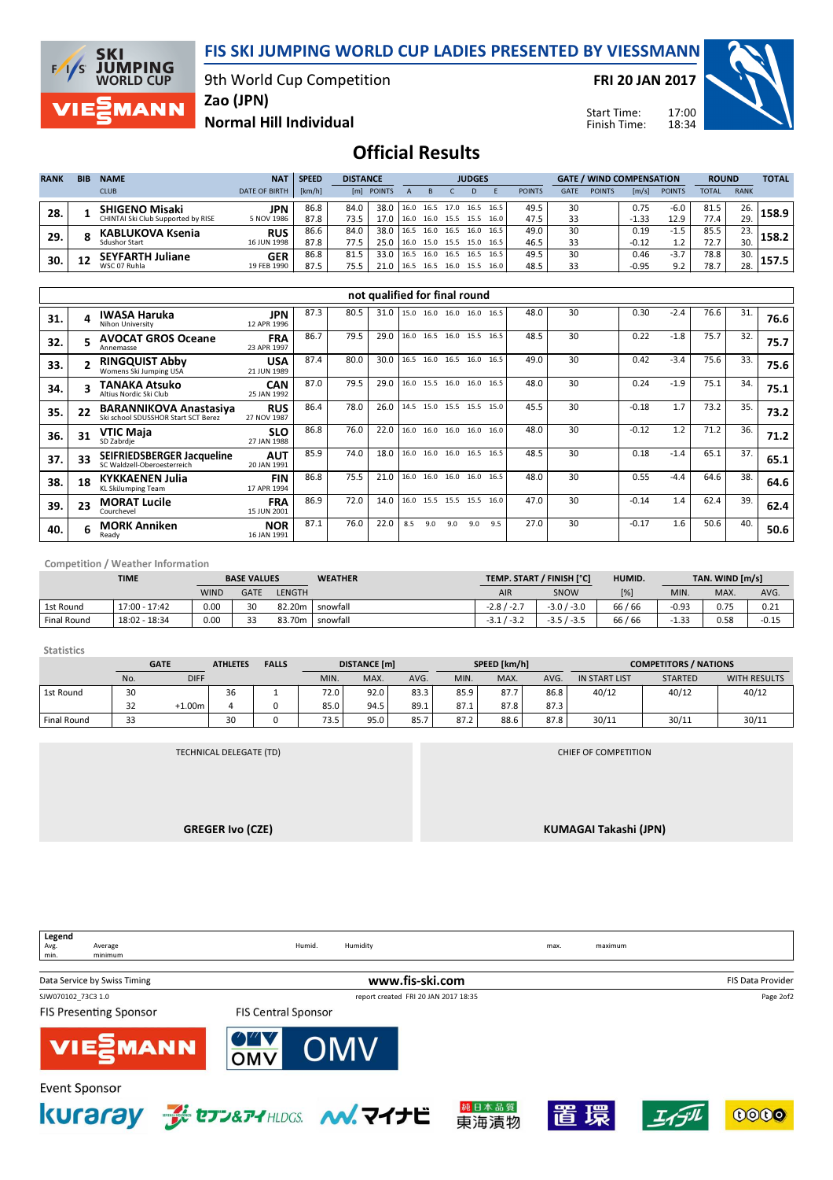# FIS SKI JUMPING WORLD CUP LADIES PRESENTED BY VIESSMANN

9th World Cup Competition
Zao (JPN)
Normal Hill Individual

FRI 20 JAN 2017

Start Time: 17:00
Finish Time: 18:34

## Official Results

| RANK | BIB | NAME / CLUB | NAT / DATE OF BIRTH | SPEED [km/h] | DISTANCE [m] | DISTANCE POINTS | JUDGES A | B | C | D | E | JUDGES POINTS | GATE | GATE POINTS | WIND [m/s] | WIND POINTS | ROUND TOTAL | ROUND RANK | TOTAL |
|---|---|---|---|---|---|---|---|---|---|---|---|---|---|---|---|---|---|---|---|
| 28. | 1 | SHIGENO Misaki / CHINTAI Ski Club Supported by RISE | JPN / 5 NOV 1986 | 86.8 | 84.0 | 38.0 | 16.0 | 16.5 | 17.0 | 16.5 | 16.5 | 49.5 | 30 | | 0.75 | -6.0 | 81.5 | 26. | 158.9 |
| | | | | 87.8 | 73.5 | 17.0 | 16.0 | 16.0 | 15.5 | 15.5 | 16.0 | 47.5 | 33 | | -1.33 | 12.9 | 77.4 | 29. | |
| 29. | 8 | KABLUKOVA Ksenia / Sdushor Start | RUS / 16 JUN 1998 | 86.6 | 84.0 | 38.0 | 16.5 | 16.0 | 16.5 | 16.0 | 16.5 | 49.0 | 30 | | 0.19 | -1.5 | 85.5 | 23. | 158.2 |
| | | | | 87.8 | 77.5 | 25.0 | 16.0 | 15.0 | 15.5 | 15.0 | 16.5 | 46.5 | 33 | | -0.12 | 1.2 | 72.7 | 30. | |
| 30. | 12 | SEYFARTH Juliane / WSC 07 Ruhla | GER / 19 FEB 1990 | 86.8 | 81.5 | 33.0 | 16.5 | 16.0 | 16.5 | 16.5 | 16.5 | 49.5 | 30 | | 0.46 | -3.7 | 78.8 | 30. | 157.5 |
| | | | | 87.5 | 75.5 | 21.0 | 16.5 | 16.5 | 16.0 | 15.5 | 16.0 | 48.5 | 33 | | -0.95 | 9.2 | 78.7 | 28. | |

### not qualified for final round

| RANK | BIB | NAME / CLUB | NAT / DATE OF BIRTH | SPEED [km/h] | DISTANCE [m] | DISTANCE POINTS | JUDGES A | B | C | D | E | JUDGES POINTS | GATE | GATE POINTS | WIND [m/s] | WIND POINTS | ROUND TOTAL | ROUND RANK | TOTAL |
|---|---|---|---|---|---|---|---|---|---|---|---|---|---|---|---|---|---|---|---|
| 31. | 4 | IWASA Haruka / Nihon University | JPN / 12 APR 1996 | 87.3 | 80.5 | 31.0 | 15.0 | 16.0 | 16.0 | 16.0 | 16.5 | 48.0 | 30 | | 0.30 | -2.4 | 76.6 | 31. | 76.6 |
| 32. | 5 | AVOCAT GROS Oceane / Annemasse | FRA / 23 APR 1997 | 86.7 | 79.5 | 29.0 | 16.0 | 16.5 | 16.0 | 15.5 | 16.5 | 48.5 | 30 | | 0.22 | -1.8 | 75.7 | 32. | 75.7 |
| 33. | 2 | RINGQUIST Abby / Womens Ski Jumping USA | USA / 21 JUN 1989 | 87.4 | 80.0 | 30.0 | 16.5 | 16.0 | 16.5 | 16.0 | 16.5 | 49.0 | 30 | | 0.42 | -3.4 | 75.6 | 33. | 75.6 |
| 34. | 3 | TANAKA Atsuko / Altius Nordic Ski Club | CAN / 25 JAN 1992 | 87.0 | 79.5 | 29.0 | 16.0 | 15.5 | 16.0 | 16.0 | 16.5 | 48.0 | 30 | | 0.24 | -1.9 | 75.1 | 34. | 75.1 |
| 35. | 22 | BARANNIKOVA Anastasiya / Ski school SDUSSHOR Start SCT Berez | RUS / 27 NOV 1987 | 86.4 | 78.0 | 26.0 | 14.5 | 15.0 | 15.5 | 15.5 | 15.0 | 45.5 | 30 | | -0.18 | 1.7 | 73.2 | 35. | 73.2 |
| 36. | 31 | VTIC Maja / SD Zabrdje | SLO / 27 JAN 1988 | 86.8 | 76.0 | 22.0 | 16.0 | 16.0 | 16.0 | 16.0 | 16.0 | 48.0 | 30 | | -0.12 | 1.2 | 71.2 | 36. | 71.2 |
| 37. | 33 | SEIFRIEDSBERGER Jacqueline / SC Waldzell-Oberoesterreich | AUT / 20 JAN 1991 | 85.9 | 74.0 | 18.0 | 16.0 | 16.0 | 16.0 | 16.5 | 16.5 | 48.5 | 30 | | 0.18 | -1.4 | 65.1 | 37. | 65.1 |
| 38. | 18 | KYKKAENEN Julia / KL SkiJumping Team | FIN / 17 APR 1994 | 86.8 | 75.5 | 21.0 | 16.0 | 16.0 | 16.0 | 16.0 | 16.5 | 48.0 | 30 | | 0.55 | -4.4 | 64.6 | 38. | 64.6 |
| 39. | 23 | MORAT Lucile / Courchevel | FRA / 15 JUN 2001 | 86.9 | 72.0 | 14.0 | 16.0 | 15.5 | 15.5 | 15.5 | 16.0 | 47.0 | 30 | | -0.14 | 1.4 | 62.4 | 39. | 62.4 |
| 40. | 6 | MORK Anniken / Ready | NOR / 16 JAN 1991 | 87.1 | 76.0 | 22.0 | 8.5 | 9.0 | 9.0 | 9.0 | 9.5 | 27.0 | 30 | | -0.17 | 1.6 | 50.6 | 40. | 50.6 |

### Competition / Weather Information

| | TIME | BASE VALUES WIND | GATE | LENGTH | WEATHER | TEMP. START / FINISH [°C] AIR | SNOW | HUMID. [%] | TAN. WIND [m/s] MIN. | MAX. | AVG. |
|---|---|---|---|---|---|---|---|---|---|---|---|
| 1st Round | 17:00 - 17:42 | 0.00 | 30 | 82.20m | snowfall | -2.8 / -2.7 | -3.0 / -3.0 | 66 / 66 | -0.93 | 0.75 | 0.21 |
| Final Round | 18:02 - 18:34 | 0.00 | 33 | 83.70m | snowfall | -3.1 / -3.2 | -3.5 / -3.5 | 66 / 66 | -1.33 | 0.58 | -0.15 |

### Statistics

| | GATE No. | DIFF | ATHLETES | FALLS | DISTANCE [m] MIN. | MAX. | AVG. | SPEED [km/h] MIN. | MAX. | AVG. | COMPETITORS / NATIONS IN START LIST | STARTED | WITH RESULTS |
|---|---|---|---|---|---|---|---|---|---|---|---|---|---|
| 1st Round | 30 | | 36 | 1 | 72.0 | 92.0 | 83.3 | 85.9 | 87.7 | 86.8 | 40/12 | 40/12 | 40/12 |
| | 32 | +1.00m | 4 | 0 | 85.0 | 94.5 | 89.1 | 87.1 | 87.8 | 87.3 | | | |
| Final Round | 33 | | 30 | 0 | 73.5 | 95.0 | 85.7 | 87.2 | 88.6 | 87.8 | 30/11 | 30/11 | 30/11 |

TECHNICAL DELEGATE (TD): GREGER Ivo (CZE)

CHIEF OF COMPETITION: KUMAGAI Takashi (JPN)

Legend: Avg. Average; min. minimum; Humid. Humidity; max. maximum

Data Service by Swiss Timing — www.fis-ski.com — FIS Data Provider

SJW070102_73C3 1.0 — report created FRI 20 JAN 2017 18:35

FIS Presenting Sponsor: VIESSMANN — FIS Central Sponsor: OMV

Event Sponsor